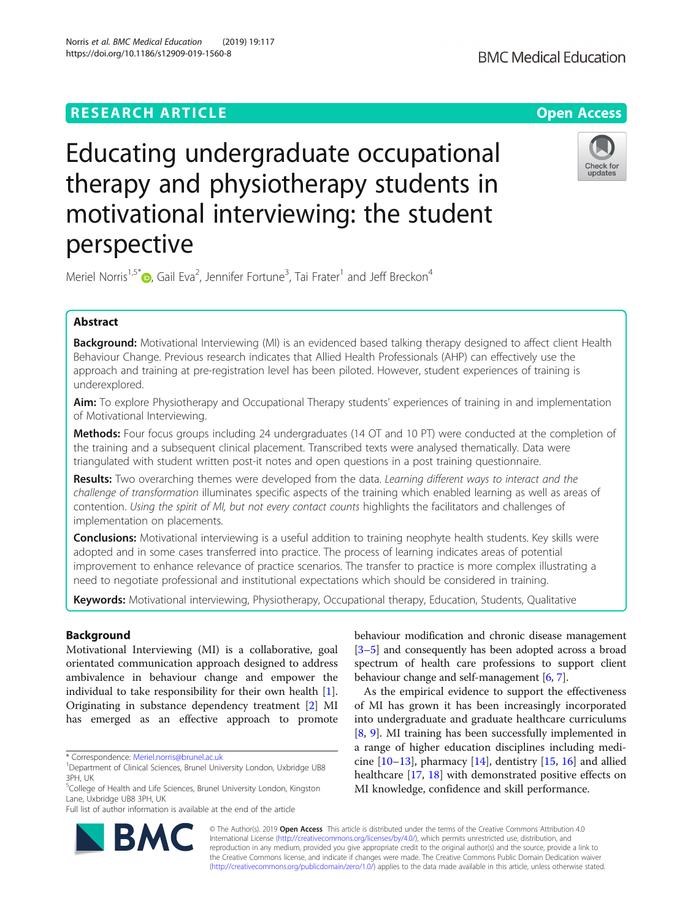RESEARCH ARTICLE

Open Access

# Educating undergraduate occupational therapy and physiotherapy students in motivational interviewing: the student perspective

Meriel Norris[1,5*], Gail Eva[2], Jennifer Fortune[3], Tai Frater[1] and Jeff Breckon[4]

## Abstract

**Background:** Motivational Interviewing (MI) is an evidenced based talking therapy designed to affect client Health Behaviour Change. Previous research indicates that Allied Health Professionals (AHP) can effectively use the approach and training at pre-registration level has been piloted. However, student experiences of training is underexplored.

**Aim:** To explore Physiotherapy and Occupational Therapy students' experiences of training in and implementation of Motivational Interviewing.

**Methods:** Four focus groups including 24 undergraduates (14 OT and 10 PT) were conducted at the completion of the training and a subsequent clinical placement. Transcribed texts were analysed thematically. Data were triangulated with student written post-it notes and open questions in a post training questionnaire.

**Results:** Two overarching themes were developed from the data. *Learning different ways to interact and the challenge of transformation* illuminates specific aspects of the training which enabled learning as well as areas of contention. *Using the spirit of MI, but not every contact counts* highlights the facilitators and challenges of implementation on placements.

**Conclusions:** Motivational interviewing is a useful addition to training neophyte health students. Key skills were adopted and in some cases transferred into practice. The process of learning indicates areas of potential improvement to enhance relevance of practice scenarios. The transfer to practice is more complex illustrating a need to negotiate professional and institutional expectations which should be considered in training.

**Keywords:** Motivational interviewing, Physiotherapy, Occupational therapy, Education, Students, Qualitative

## Background

Motivational Interviewing (MI) is a collaborative, goal orientated communication approach designed to address ambivalence in behaviour change and empower the individual to take responsibility for their own health [1]. Originating in substance dependency treatment [2] MI has emerged as an effective approach to promote behaviour modification and chronic disease management [3–5] and consequently has been adopted across a broad spectrum of health care professions to support client behaviour change and self-management [6, 7].

As the empirical evidence to support the effectiveness of MI has grown it has been increasingly incorporated into undergraduate and graduate healthcare curriculums [8, 9]. MI training has been successfully implemented in a range of higher education disciplines including medicine [10–13], pharmacy [14], dentistry [15, 16] and allied healthcare [17, 18] with demonstrated positive effects on MI knowledge, confidence and skill performance.

\* Correspondence: Meriel.norris@brunel.ac.uk
[1]Department of Clinical Sciences, Brunel University London, Uxbridge UB8 3PH, UK
[5]College of Health and Life Sciences, Brunel University London, Kingston Lane, Uxbridge UB8 3PH, UK
Full list of author information is available at the end of the article

© The Author(s). 2019 **Open Access** This article is distributed under the terms of the Creative Commons Attribution 4.0 International License (http://creativecommons.org/licenses/by/4.0/), which permits unrestricted use, distribution, and reproduction in any medium, provided you give appropriate credit to the original author(s) and the source, provide a link to the Creative Commons license, and indicate if changes were made. The Creative Commons Public Domain Dedication waiver (http://creativecommons.org/publicdomain/zero/1.0/) applies to the data made available in this article, unless otherwise stated.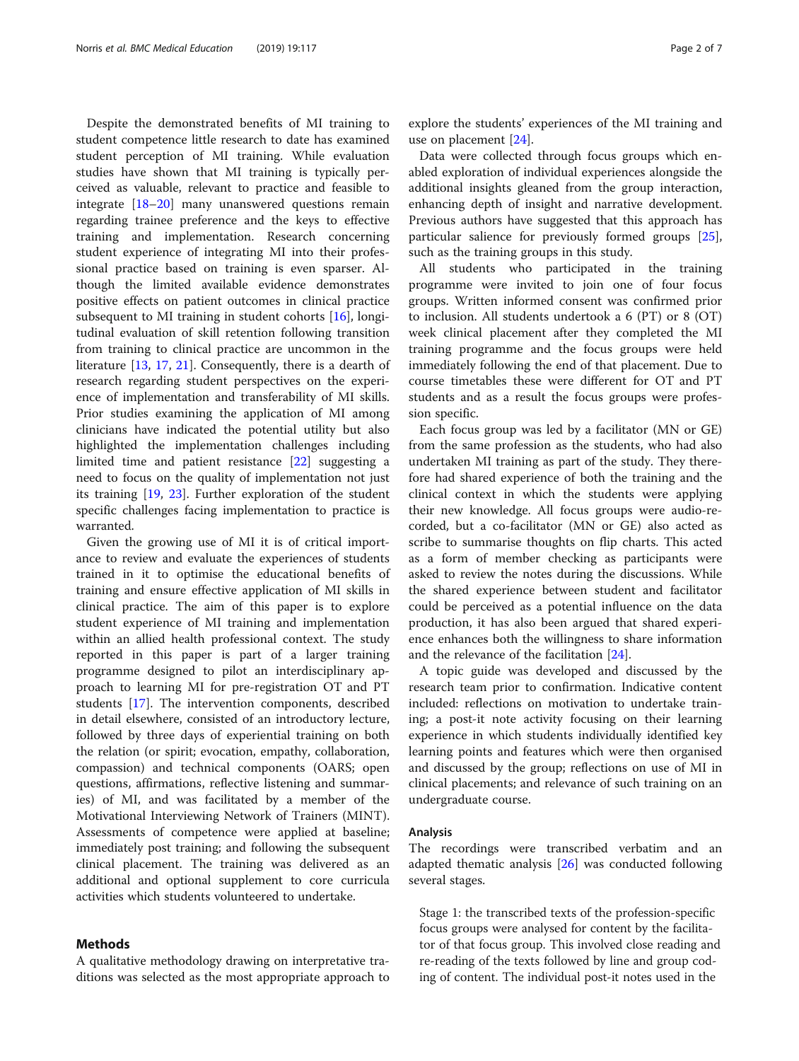Despite the demonstrated benefits of MI training to student competence little research to date has examined student perception of MI training. While evaluation studies have shown that MI training is typically perceived as valuable, relevant to practice and feasible to integrate [18–20] many unanswered questions remain regarding trainee preference and the keys to effective training and implementation. Research concerning student experience of integrating MI into their professional practice based on training is even sparser. Although the limited available evidence demonstrates positive effects on patient outcomes in clinical practice subsequent to MI training in student cohorts [16], longitudinal evaluation of skill retention following transition from training to clinical practice are uncommon in the literature [13, 17, 21]. Consequently, there is a dearth of research regarding student perspectives on the experience of implementation and transferability of MI skills. Prior studies examining the application of MI among clinicians have indicated the potential utility but also highlighted the implementation challenges including limited time and patient resistance [22] suggesting a need to focus on the quality of implementation not just its training [19, 23]. Further exploration of the student specific challenges facing implementation to practice is warranted.

Given the growing use of MI it is of critical importance to review and evaluate the experiences of students trained in it to optimise the educational benefits of training and ensure effective application of MI skills in clinical practice. The aim of this paper is to explore student experience of MI training and implementation within an allied health professional context. The study reported in this paper is part of a larger training programme designed to pilot an interdisciplinary approach to learning MI for pre-registration OT and PT students [17]. The intervention components, described in detail elsewhere, consisted of an introductory lecture, followed by three days of experiential training on both the relation (or spirit; evocation, empathy, collaboration, compassion) and technical components (OARS; open questions, affirmations, reflective listening and summaries) of MI, and was facilitated by a member of the Motivational Interviewing Network of Trainers (MINT). Assessments of competence were applied at baseline; immediately post training; and following the subsequent clinical placement. The training was delivered as an additional and optional supplement to core curricula activities which students volunteered to undertake.

## Methods

A qualitative methodology drawing on interpretative traditions was selected as the most appropriate approach to explore the students' experiences of the MI training and use on placement [24].

Data were collected through focus groups which enabled exploration of individual experiences alongside the additional insights gleaned from the group interaction, enhancing depth of insight and narrative development. Previous authors have suggested that this approach has particular salience for previously formed groups [25], such as the training groups in this study.

All students who participated in the training programme were invited to join one of four focus groups. Written informed consent was confirmed prior to inclusion. All students undertook a 6 (PT) or 8 (OT) week clinical placement after they completed the MI training programme and the focus groups were held immediately following the end of that placement. Due to course timetables these were different for OT and PT students and as a result the focus groups were profession specific.

Each focus group was led by a facilitator (MN or GE) from the same profession as the students, who had also undertaken MI training as part of the study. They therefore had shared experience of both the training and the clinical context in which the students were applying their new knowledge. All focus groups were audio-recorded, but a co-facilitator (MN or GE) also acted as scribe to summarise thoughts on flip charts. This acted as a form of member checking as participants were asked to review the notes during the discussions. While the shared experience between student and facilitator could be perceived as a potential influence on the data production, it has also been argued that shared experience enhances both the willingness to share information and the relevance of the facilitation [24].

A topic guide was developed and discussed by the research team prior to confirmation. Indicative content included: reflections on motivation to undertake training; a post-it note activity focusing on their learning experience in which students individually identified key learning points and features which were then organised and discussed by the group; reflections on use of MI in clinical placements; and relevance of such training on an undergraduate course.

### Analysis

The recordings were transcribed verbatim and an adapted thematic analysis [26] was conducted following several stages.

> Stage 1: the transcribed texts of the profession-specific focus groups were analysed for content by the facilitator of that focus group. This involved close reading and re-reading of the texts followed by line and group coding of content. The individual post-it notes used in the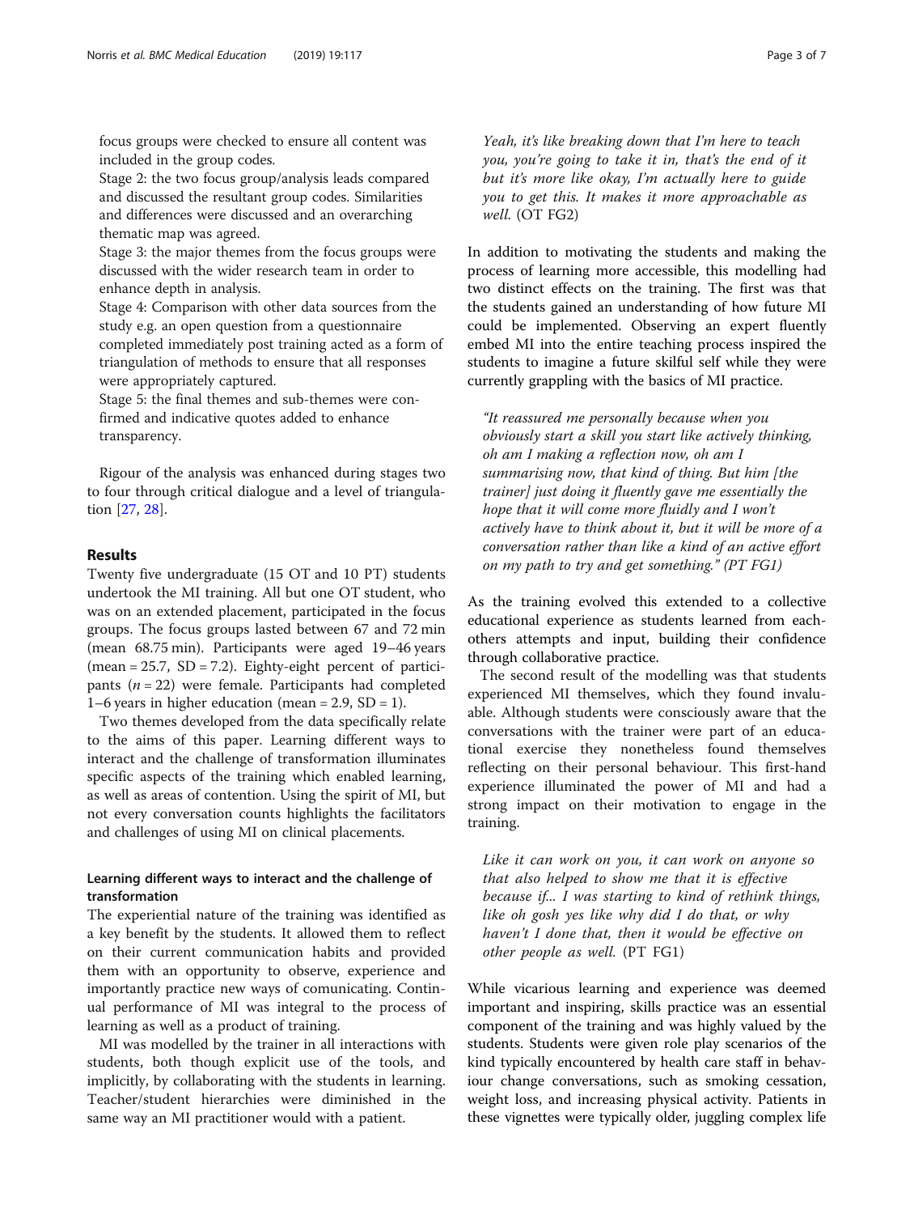focus groups were checked to ensure all content was included in the group codes.

Stage 2: the two focus group/analysis leads compared and discussed the resultant group codes. Similarities and differences were discussed and an overarching thematic map was agreed.

Stage 3: the major themes from the focus groups were discussed with the wider research team in order to enhance depth in analysis.

Stage 4: Comparison with other data sources from the study e.g. an open question from a questionnaire completed immediately post training acted as a form of triangulation of methods to ensure that all responses were appropriately captured.

Stage 5: the final themes and sub-themes were confirmed and indicative quotes added to enhance transparency.

Rigour of the analysis was enhanced during stages two to four through critical dialogue and a level of triangulation [27, 28].

## Results

Twenty five undergraduate (15 OT and 10 PT) students undertook the MI training. All but one OT student, who was on an extended placement, participated in the focus groups. The focus groups lasted between 67 and 72 min (mean 68.75 min). Participants were aged 19–46 years (mean = 25.7, SD = 7.2). Eighty-eight percent of participants ($n = 22$) were female. Participants had completed 1–6 years in higher education (mean = 2.9, SD = 1).

Two themes developed from the data specifically relate to the aims of this paper. Learning different ways to interact and the challenge of transformation illuminates specific aspects of the training which enabled learning, as well as areas of contention. Using the spirit of MI, but not every conversation counts highlights the facilitators and challenges of using MI on clinical placements.

### Learning different ways to interact and the challenge of transformation

The experiential nature of the training was identified as a key benefit by the students. It allowed them to reflect on their current communication habits and provided them with an opportunity to observe, experience and importantly practice new ways of comunicating. Continual performance of MI was integral to the process of learning as well as a product of training.

MI was modelled by the trainer in all interactions with students, both though explicit use of the tools, and implicitly, by collaborating with the students in learning. Teacher/student hierarchies were diminished in the same way an MI practitioner would with a patient.

> *Yeah, it's like breaking down that I'm here to teach you, you're going to take it in, that's the end of it but it's more like okay, I'm actually here to guide you to get this. It makes it more approachable as well.* (OT FG2)

In addition to motivating the students and making the process of learning more accessible, this modelling had two distinct effects on the training. The first was that the students gained an understanding of how future MI could be implemented. Observing an expert fluently embed MI into the entire teaching process inspired the students to imagine a future skilful self while they were currently grappling with the basics of MI practice.

> *"It reassured me personally because when you obviously start a skill you start like actively thinking, oh am I making a reflection now, oh am I summarising now, that kind of thing. But him [the trainer] just doing it fluently gave me essentially the hope that it will come more fluidly and I won't actively have to think about it, but it will be more of a conversation rather than like a kind of an active effort on my path to try and get something." (PT FG1)*

As the training evolved this extended to a collective educational experience as students learned from each-others attempts and input, building their confidence through collaborative practice.

The second result of the modelling was that students experienced MI themselves, which they found invaluable. Although students were consciously aware that the conversations with the trainer were part of an educational exercise they nonetheless found themselves reflecting on their personal behaviour. This first-hand experience illuminated the power of MI and had a strong impact on their motivation to engage in the training.

> *Like it can work on you, it can work on anyone so that also helped to show me that it is effective because if... I was starting to kind of rethink things, like oh gosh yes like why did I do that, or why haven't I done that, then it would be effective on other people as well.* (PT FG1)

While vicarious learning and experience was deemed important and inspiring, skills practice was an essential component of the training and was highly valued by the students. Students were given role play scenarios of the kind typically encountered by health care staff in behaviour change conversations, such as smoking cessation, weight loss, and increasing physical activity. Patients in these vignettes were typically older, juggling complex life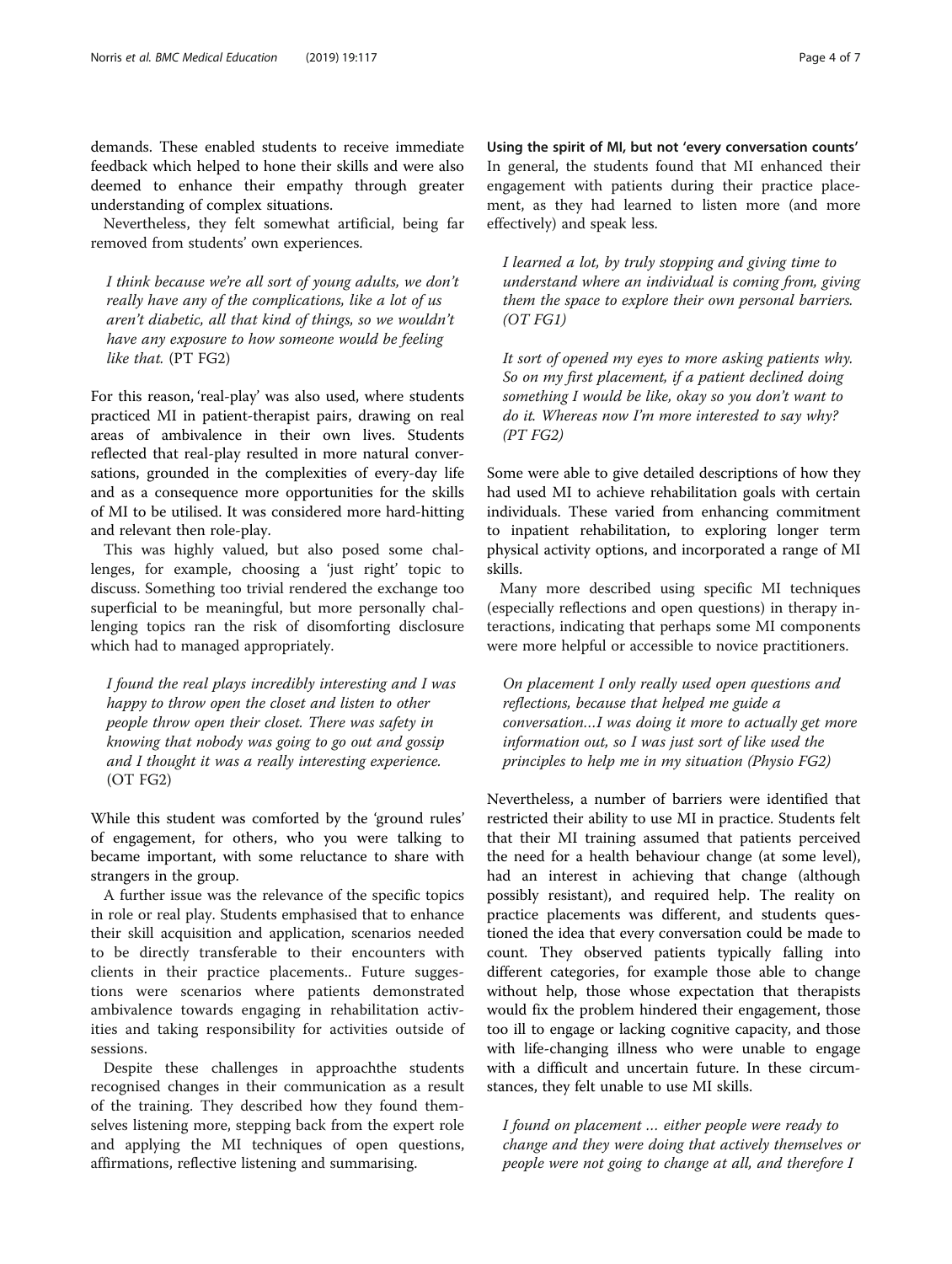demands. These enabled students to receive immediate feedback which helped to hone their skills and were also deemed to enhance their empathy through greater understanding of complex situations.

Nevertheless, they felt somewhat artificial, being far removed from students' own experiences.

> *I think because we're all sort of young adults, we don't really have any of the complications, like a lot of us aren't diabetic, all that kind of things, so we wouldn't have any exposure to how someone would be feeling like that.* (PT FG2)

For this reason, 'real-play' was also used, where students practiced MI in patient-therapist pairs, drawing on real areas of ambivalence in their own lives. Students reflected that real-play resulted in more natural conversations, grounded in the complexities of every-day life and as a consequence more opportunities for the skills of MI to be utilised. It was considered more hard-hitting and relevant then role-play.

This was highly valued, but also posed some challenges, for example, choosing a 'just right' topic to discuss. Something too trivial rendered the exchange too superficial to be meaningful, but more personally challenging topics ran the risk of disomforting disclosure which had to managed appropriately.

> *I found the real plays incredibly interesting and I was happy to throw open the closet and listen to other people throw open their closet. There was safety in knowing that nobody was going to go out and gossip and I thought it was a really interesting experience.* (OT FG2)

While this student was comforted by the 'ground rules' of engagement, for others, who you were talking to became important, with some reluctance to share with strangers in the group.

A further issue was the relevance of the specific topics in role or real play. Students emphasised that to enhance their skill acquisition and application, scenarios needed to be directly transferable to their encounters with clients in their practice placements.. Future suggestions were scenarios where patients demonstrated ambivalence towards engaging in rehabilitation activities and taking responsibility for activities outside of sessions.

Despite these challenges in approachthe students recognised changes in their communication as a result of the training. They described how they found themselves listening more, stepping back from the expert role and applying the MI techniques of open questions, affirmations, reflective listening and summarising.

**Using the spirit of MI, but not 'every conversation counts'**

In general, the students found that MI enhanced their engagement with patients during their practice placement, as they had learned to listen more (and more effectively) and speak less.

> *I learned a lot, by truly stopping and giving time to understand where an individual is coming from, giving them the space to explore their own personal barriers. (OT FG1)*

> *It sort of opened my eyes to more asking patients why. So on my first placement, if a patient declined doing something I would be like, okay so you don't want to do it. Whereas now I'm more interested to say why? (PT FG2)*

Some were able to give detailed descriptions of how they had used MI to achieve rehabilitation goals with certain individuals. These varied from enhancing commitment to inpatient rehabilitation, to exploring longer term physical activity options, and incorporated a range of MI skills.

Many more described using specific MI techniques (especially reflections and open questions) in therapy interactions, indicating that perhaps some MI components were more helpful or accessible to novice practitioners.

> *On placement I only really used open questions and reflections, because that helped me guide a conversation…I was doing it more to actually get more information out, so I was just sort of like used the principles to help me in my situation (Physio FG2)*

Nevertheless, a number of barriers were identified that restricted their ability to use MI in practice. Students felt that their MI training assumed that patients perceived the need for a health behaviour change (at some level), had an interest in achieving that change (although possibly resistant), and required help. The reality on practice placements was different, and students questioned the idea that every conversation could be made to count. They observed patients typically falling into different categories, for example those able to change without help, those whose expectation that therapists would fix the problem hindered their engagement, those too ill to engage or lacking cognitive capacity, and those with life-changing illness who were unable to engage with a difficult and uncertain future. In these circumstances, they felt unable to use MI skills.

> *I found on placement … either people were ready to change and they were doing that actively themselves or people were not going to change at all, and therefore I*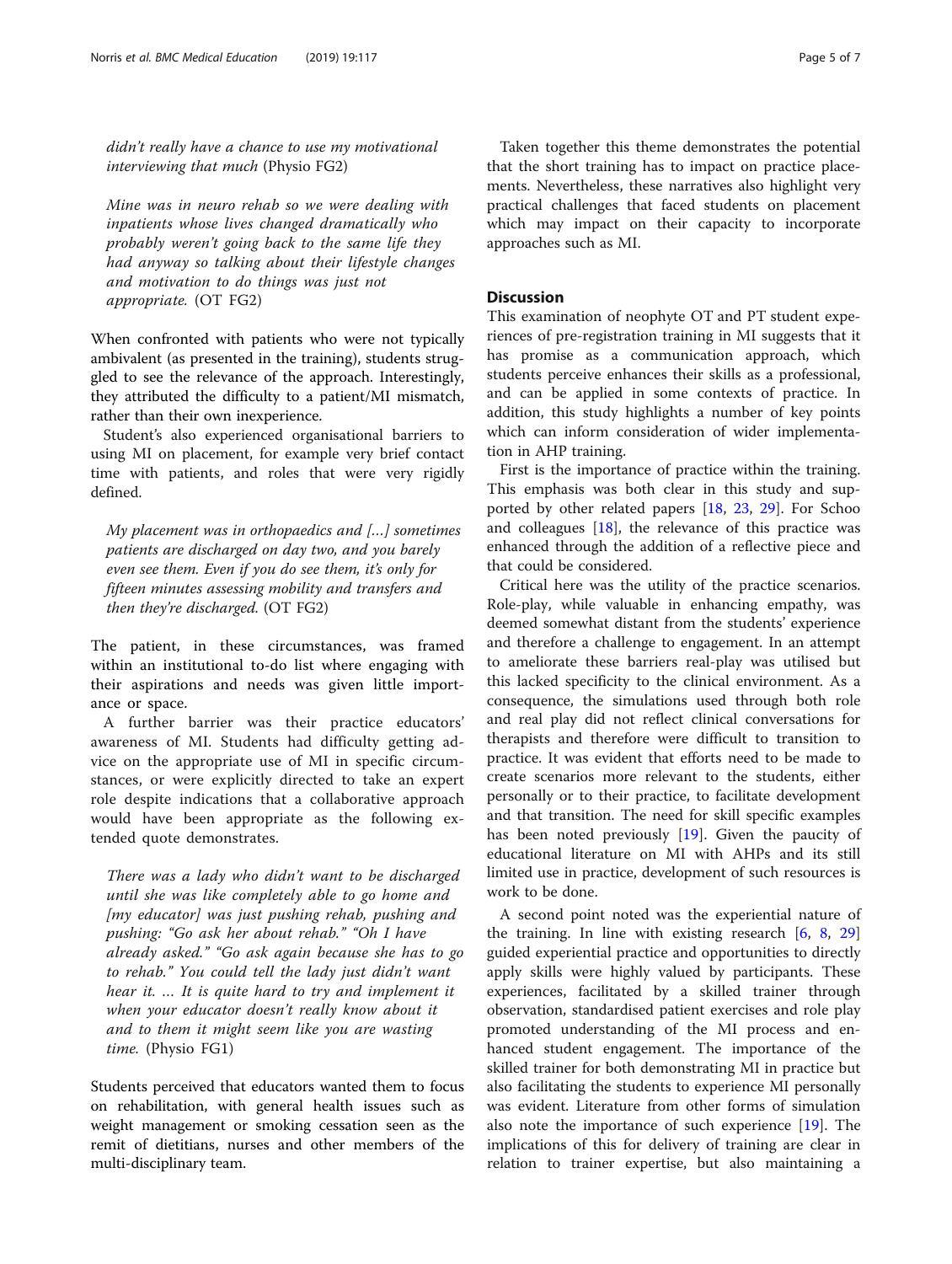*didn't really have a chance to use my motivational interviewing that much* (Physio FG2)

*Mine was in neuro rehab so we were dealing with inpatients whose lives changed dramatically who probably weren't going back to the same life they had anyway so talking about their lifestyle changes and motivation to do things was just not appropriate.* (OT FG2)

When confronted with patients who were not typically ambivalent (as presented in the training), students struggled to see the relevance of the approach. Interestingly, they attributed the difficulty to a patient/MI mismatch, rather than their own inexperience.

Student's also experienced organisational barriers to using MI on placement, for example very brief contact time with patients, and roles that were very rigidly defined.

*My placement was in orthopaedics and […] sometimes patients are discharged on day two, and you barely even see them. Even if you do see them, it's only for fifteen minutes assessing mobility and transfers and then they're discharged.* (OT FG2)

The patient, in these circumstances, was framed within an institutional to-do list where engaging with their aspirations and needs was given little importance or space.

A further barrier was their practice educators' awareness of MI. Students had difficulty getting advice on the appropriate use of MI in specific circumstances, or were explicitly directed to take an expert role despite indications that a collaborative approach would have been appropriate as the following extended quote demonstrates.

*There was a lady who didn't want to be discharged until she was like completely able to go home and [my educator] was just pushing rehab, pushing and pushing: "Go ask her about rehab." "Oh I have already asked." "Go ask again because she has to go to rehab." You could tell the lady just didn't want hear it. … It is quite hard to try and implement it when your educator doesn't really know about it and to them it might seem like you are wasting time.* (Physio FG1)

Students perceived that educators wanted them to focus on rehabilitation, with general health issues such as weight management or smoking cessation seen as the remit of dietitians, nurses and other members of the multi-disciplinary team.

Taken together this theme demonstrates the potential that the short training has to impact on practice placements. Nevertheless, these narratives also highlight very practical challenges that faced students on placement which may impact on their capacity to incorporate approaches such as MI.

## Discussion

This examination of neophyte OT and PT student experiences of pre-registration training in MI suggests that it has promise as a communication approach, which students perceive enhances their skills as a professional, and can be applied in some contexts of practice. In addition, this study highlights a number of key points which can inform consideration of wider implementation in AHP training.

First is the importance of practice within the training. This emphasis was both clear in this study and supported by other related papers [18, 23, 29]. For Schoo and colleagues [18], the relevance of this practice was enhanced through the addition of a reflective piece and that could be considered.

Critical here was the utility of the practice scenarios. Role-play, while valuable in enhancing empathy, was deemed somewhat distant from the students' experience and therefore a challenge to engagement. In an attempt to ameliorate these barriers real-play was utilised but this lacked specificity to the clinical environment. As a consequence, the simulations used through both role and real play did not reflect clinical conversations for therapists and therefore were difficult to transition to practice. It was evident that efforts need to be made to create scenarios more relevant to the students, either personally or to their practice, to facilitate development and that transition. The need for skill specific examples has been noted previously [19]. Given the paucity of educational literature on MI with AHPs and its still limited use in practice, development of such resources is work to be done.

A second point noted was the experiential nature of the training. In line with existing research [6, 8, 29] guided experiential practice and opportunities to directly apply skills were highly valued by participants. These experiences, facilitated by a skilled trainer through observation, standardised patient exercises and role play promoted understanding of the MI process and enhanced student engagement. The importance of the skilled trainer for both demonstrating MI in practice but also facilitating the students to experience MI personally was evident. Literature from other forms of simulation also note the importance of such experience [19]. The implications of this for delivery of training are clear in relation to trainer expertise, but also maintaining a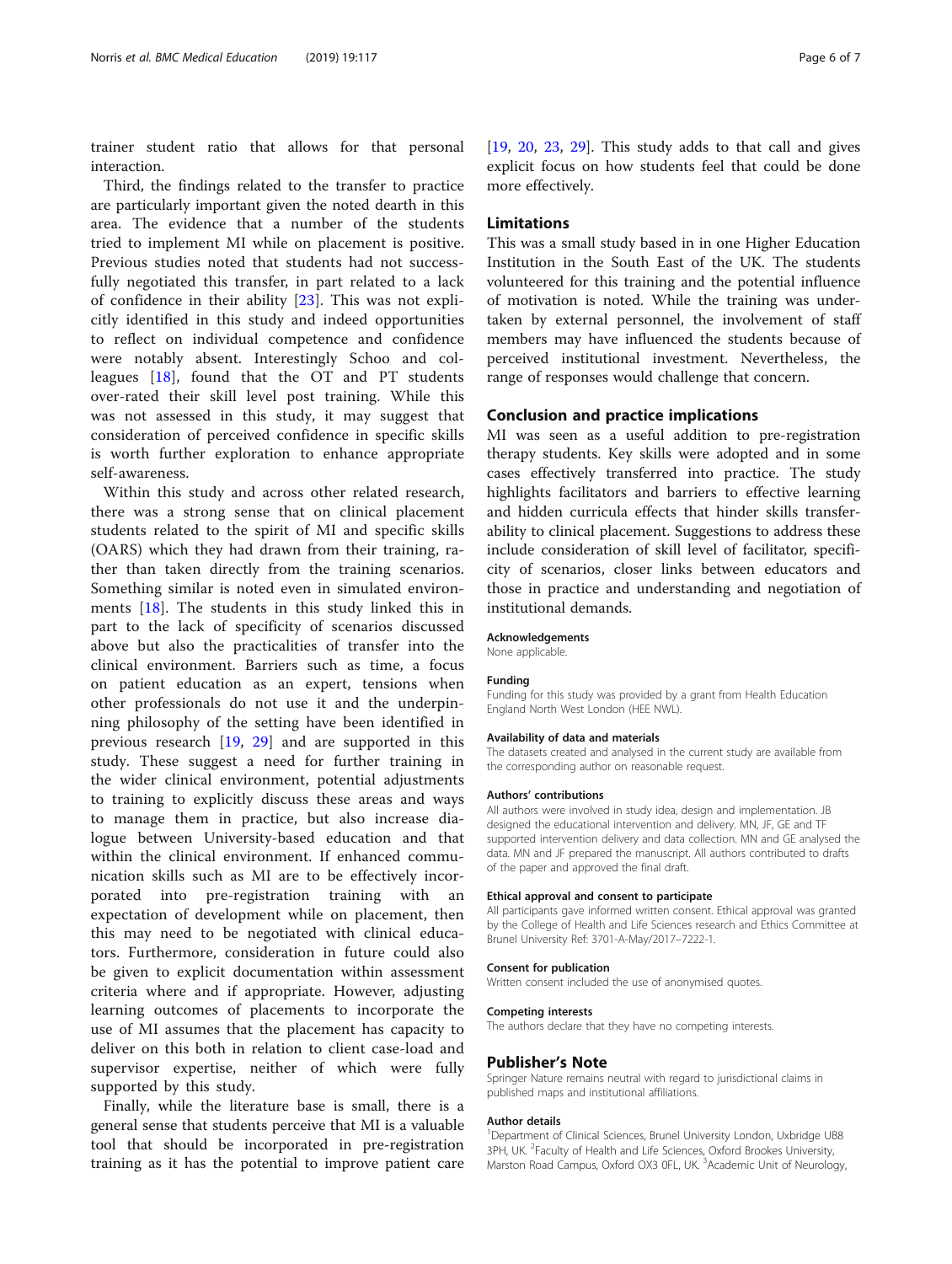trainer student ratio that allows for that personal interaction.

Third, the findings related to the transfer to practice are particularly important given the noted dearth in this area. The evidence that a number of the students tried to implement MI while on placement is positive. Previous studies noted that students had not successfully negotiated this transfer, in part related to a lack of confidence in their ability [23]. This was not explicitly identified in this study and indeed opportunities to reflect on individual competence and confidence were notably absent. Interestingly Schoo and colleagues [18], found that the OT and PT students over-rated their skill level post training. While this was not assessed in this study, it may suggest that consideration of perceived confidence in specific skills is worth further exploration to enhance appropriate self-awareness.

Within this study and across other related research, there was a strong sense that on clinical placement students related to the spirit of MI and specific skills (OARS) which they had drawn from their training, rather than taken directly from the training scenarios. Something similar is noted even in simulated environments [18]. The students in this study linked this in part to the lack of specificity of scenarios discussed above but also the practicalities of transfer into the clinical environment. Barriers such as time, a focus on patient education as an expert, tensions when other professionals do not use it and the underpinning philosophy of the setting have been identified in previous research [19, 29] and are supported in this study. These suggest a need for further training in the wider clinical environment, potential adjustments to training to explicitly discuss these areas and ways to manage them in practice, but also increase dialogue between University-based education and that within the clinical environment. If enhanced communication skills such as MI are to be effectively incorporated into pre-registration training with an expectation of development while on placement, then this may need to be negotiated with clinical educators. Furthermore, consideration in future could also be given to explicit documentation within assessment criteria where and if appropriate. However, adjusting learning outcomes of placements to incorporate the use of MI assumes that the placement has capacity to deliver on this both in relation to client case-load and supervisor expertise, neither of which were fully supported by this study.

Finally, while the literature base is small, there is a general sense that students perceive that MI is a valuable tool that should be incorporated in pre-registration training as it has the potential to improve patient care [19, 20, 23, 29]. This study adds to that call and gives explicit focus on how students feel that could be done more effectively.

## Limitations

This was a small study based in in one Higher Education Institution in the South East of the UK. The students volunteered for this training and the potential influence of motivation is noted. While the training was undertaken by external personnel, the involvement of staff members may have influenced the students because of perceived institutional investment. Nevertheless, the range of responses would challenge that concern.

## Conclusion and practice implications

MI was seen as a useful addition to pre-registration therapy students. Key skills were adopted and in some cases effectively transferred into practice. The study highlights facilitators and barriers to effective learning and hidden curricula effects that hinder skills transferability to clinical placement. Suggestions to address these include consideration of skill level of facilitator, specificity of scenarios, closer links between educators and those in practice and understanding and negotiation of institutional demands.

#### Acknowledgements

None applicable.

#### Funding

Funding for this study was provided by a grant from Health Education England North West London (HEE NWL).

#### Availability of data and materials

The datasets created and analysed in the current study are available from the corresponding author on reasonable request.

#### Authors' contributions

All authors were involved in study idea, design and implementation. JB designed the educational intervention and delivery. MN, JF, GE and TF supported intervention delivery and data collection. MN and GE analysed the data. MN and JF prepared the manuscript. All authors contributed to drafts of the paper and approved the final draft.

#### Ethical approval and consent to participate

All participants gave informed written consent. Ethical approval was granted by the College of Health and Life Sciences research and Ethics Committee at Brunel University Ref: 3701-A-May/2017–7222-1.

#### Consent for publication

Written consent included the use of anonymised quotes.

#### Competing interests

The authors declare that they have no competing interests.

## Publisher's Note

Springer Nature remains neutral with regard to jurisdictional claims in published maps and institutional affiliations.

#### Author details

[1]Department of Clinical Sciences, Brunel University London, Uxbridge UB8 3PH, UK. [2]Faculty of Health and Life Sciences, Oxford Brookes University, Marston Road Campus, Oxford OX3 0FL, UK. [3]Academic Unit of Neurology,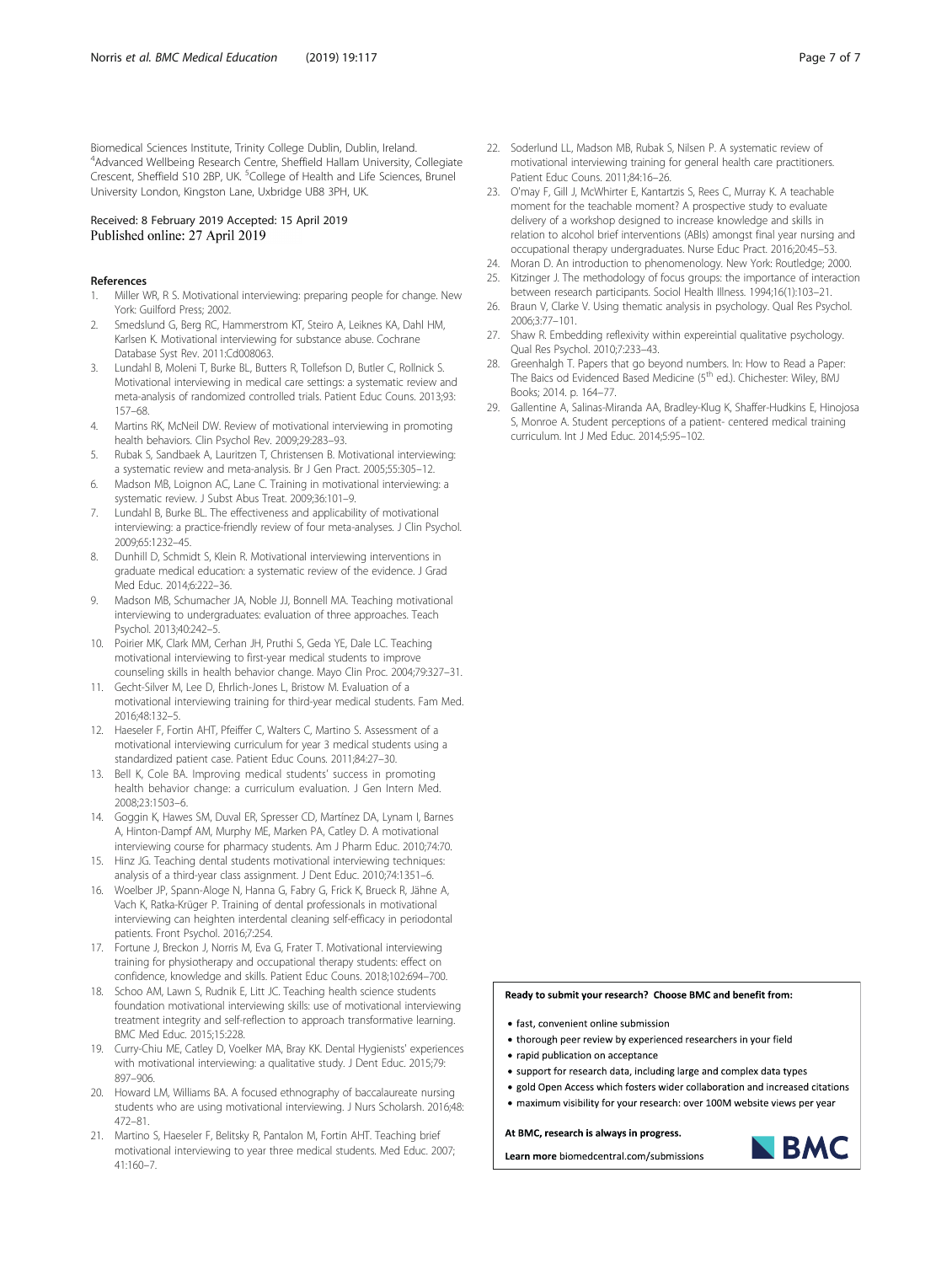Biomedical Sciences Institute, Trinity College Dublin, Dublin, Ireland. [4]Advanced Wellbeing Research Centre, Sheffield Hallam University, Collegiate Crescent, Sheffield S10 2BP, UK. [5]College of Health and Life Sciences, Brunel University London, Kingston Lane, Uxbridge UB8 3PH, UK.

Received: 8 February 2019 Accepted: 15 April 2019
Published online: 27 April 2019

## References

1. Miller WR, R S. Motivational interviewing: preparing people for change. New York: Guilford Press; 2002.
2. Smedslund G, Berg RC, Hammerstrom KT, Steiro A, Leiknes KA, Dahl HM, Karlsen K. Motivational interviewing for substance abuse. Cochrane Database Syst Rev. 2011:Cd008063.
3. Lundahl B, Moleni T, Burke BL, Butters R, Tollefson D, Butler C, Rollnick S. Motivational interviewing in medical care settings: a systematic review and meta-analysis of randomized controlled trials. Patient Educ Couns. 2013;93: 157–68.
4. Martins RK, McNeil DW. Review of motivational interviewing in promoting health behaviors. Clin Psychol Rev. 2009;29:283–93.
5. Rubak S, Sandbaek A, Lauritzen T, Christensen B. Motivational interviewing: a systematic review and meta-analysis. Br J Gen Pract. 2005;55:305–12.
6. Madson MB, Loignon AC, Lane C. Training in motivational interviewing: a systematic review. J Subst Abus Treat. 2009;36:101–9.
7. Lundahl B, Burke BL. The effectiveness and applicability of motivational interviewing: a practice-friendly review of four meta-analyses. J Clin Psychol. 2009;65:1232–45.
8. Dunhill D, Schmidt S, Klein R. Motivational interviewing interventions in graduate medical education: a systematic review of the evidence. J Grad Med Educ. 2014;6:222–36.
9. Madson MB, Schumacher JA, Noble JJ, Bonnell MA. Teaching motivational interviewing to undergraduates: evaluation of three approaches. Teach Psychol. 2013;40:242–5.
10. Poirier MK, Clark MM, Cerhan JH, Pruthi S, Geda YE, Dale LC. Teaching motivational interviewing to first-year medical students to improve counseling skills in health behavior change. Mayo Clin Proc. 2004;79:327–31.
11. Gecht-Silver M, Lee D, Ehrlich-Jones L, Bristow M. Evaluation of a motivational interviewing training for third-year medical students. Fam Med. 2016;48:132–5.
12. Haeseler F, Fortin AHT, Pfeiffer C, Walters C, Martino S. Assessment of a motivational interviewing curriculum for year 3 medical students using a standardized patient case. Patient Educ Couns. 2011;84:27–30.
13. Bell K, Cole BA. Improving medical students' success in promoting health behavior change: a curriculum evaluation. J Gen Intern Med. 2008;23:1503–6.
14. Goggin K, Hawes SM, Duval ER, Spresser CD, Martínez DA, Lynam I, Barnes A, Hinton-Dampf AM, Murphy ME, Marken PA, Catley D. A motivational interviewing course for pharmacy students. Am J Pharm Educ. 2010;74:70.
15. Hinz JG. Teaching dental students motivational interviewing techniques: analysis of a third-year class assignment. J Dent Educ. 2010;74:1351–6.
16. Woelber JP, Spann-Aloge N, Hanna G, Fabry G, Frick K, Brueck R, Jähne A, Vach K, Ratka-Krüger P. Training of dental professionals in motivational interviewing can heighten interdental cleaning self-efficacy in periodontal patients. Front Psychol. 2016;7:254.
17. Fortune J, Breckon J, Norris M, Eva G, Frater T. Motivational interviewing training for physiotherapy and occupational therapy students: effect on confidence, knowledge and skills. Patient Educ Couns. 2018;102:694–700.
18. Schoo AM, Lawn S, Rudnik E, Litt JC. Teaching health science students foundation motivational interviewing skills: use of motivational interviewing treatment integrity and self-reflection to approach transformative learning. BMC Med Educ. 2015;15:228.
19. Curry-Chiu ME, Catley D, Voelker MA, Bray KK. Dental Hygienists' experiences with motivational interviewing: a qualitative study. J Dent Educ. 2015;79: 897–906.
20. Howard LM, Williams BA. A focused ethnography of baccalaureate nursing students who are using motivational interviewing. J Nurs Scholarsh. 2016;48: 472–81.
21. Martino S, Haeseler F, Belitsky R, Pantalon M, Fortin AHT. Teaching brief motivational interviewing to year three medical students. Med Educ. 2007; 41:160–7.
22. Soderlund LL, Madson MB, Rubak S, Nilsen P. A systematic review of motivational interviewing training for general health care practitioners. Patient Educ Couns. 2011;84:16–26.
23. O'may F, Gill J, McWhirter E, Kantartzis S, Rees C, Murray K. A teachable moment for the teachable moment? A prospective study to evaluate delivery of a workshop designed to increase knowledge and skills in relation to alcohol brief interventions (ABIs) amongst final year nursing and occupational therapy undergraduates. Nurse Educ Pract. 2016;20:45–53.
24. Moran D. An introduction to phenomenology. New York: Routledge; 2000.
25. Kitzinger J. The methodology of focus groups: the importance of interaction between research participants. Sociol Health Illness. 1994;16(1):103–21.
26. Braun V, Clarke V. Using thematic analysis in psychology. Qual Res Psychol. 2006;3:77–101.
27. Shaw R. Embedding reflexivity within expereintial qualitative psychology. Qual Res Psychol. 2010;7:233–43.
28. Greenhalgh T. Papers that go beyond numbers. In: How to Read a Paper: The Baics od Evidenced Based Medicine (5th ed.). Chichester: Wiley, BMJ Books; 2014. p. 164–77.
29. Gallentine A, Salinas-Miranda AA, Bradley-Klug K, Shaffer-Hudkins E, Hinojosa S, Monroe A. Student perceptions of a patient- centered medical training curriculum. Int J Med Educ. 2014;5:95–102.

**Ready to submit your research? Choose BMC and benefit from:**

- fast, convenient online submission
- thorough peer review by experienced researchers in your field
- rapid publication on acceptance
- support for research data, including large and complex data types
- gold Open Access which fosters wider collaboration and increased citations
- maximum visibility for your research: over 100M website views per year

**At BMC, research is always in progress.**

**Learn more** biomedcentral.com/submissions

BMC